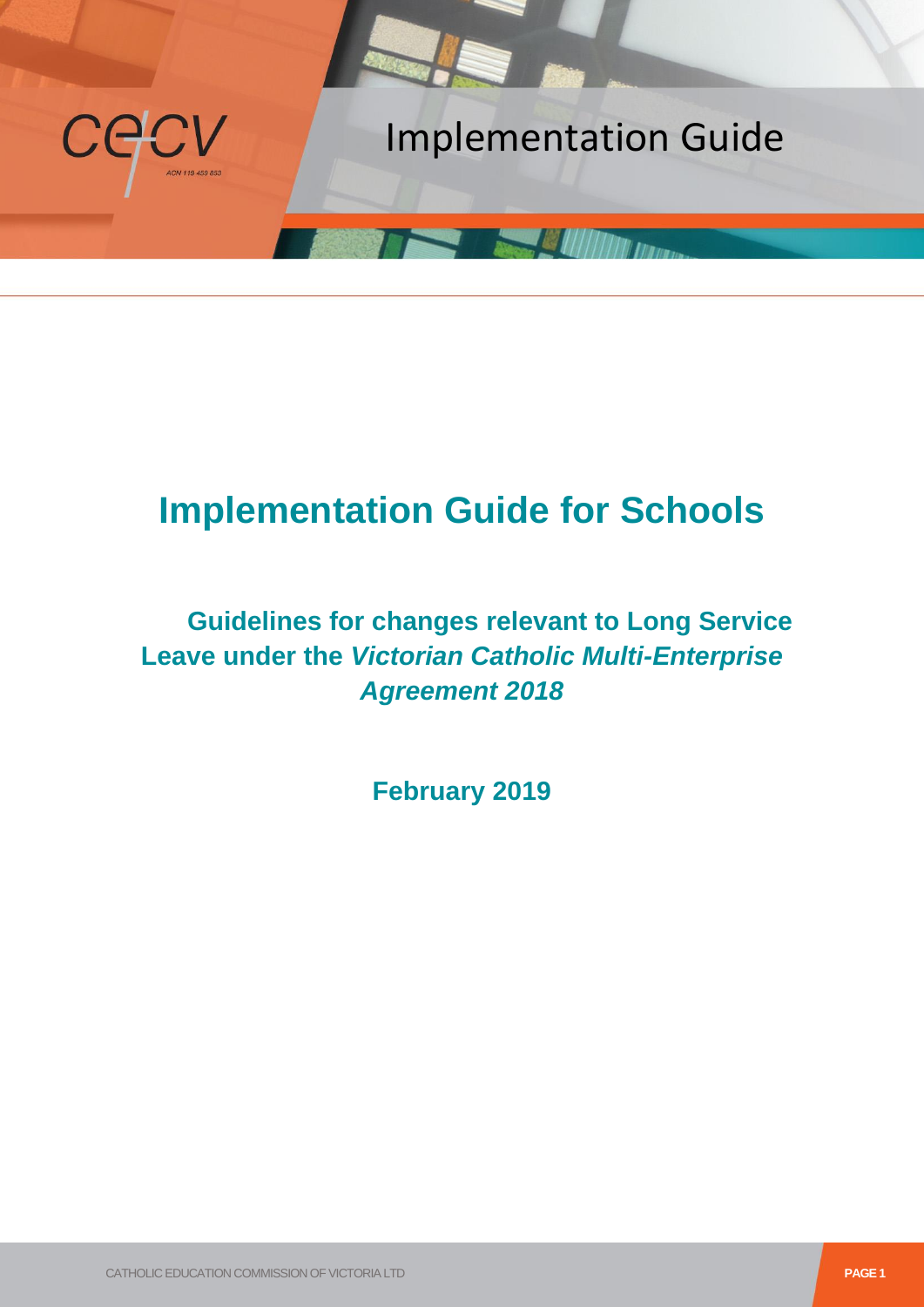# Implementation Guide

# Implementation Guide for Schools

## Guidelines for changes relevant to Long Service Leave under the *Victorian Catholic Multi-Enterprise Agreement 2018*

**February 2019**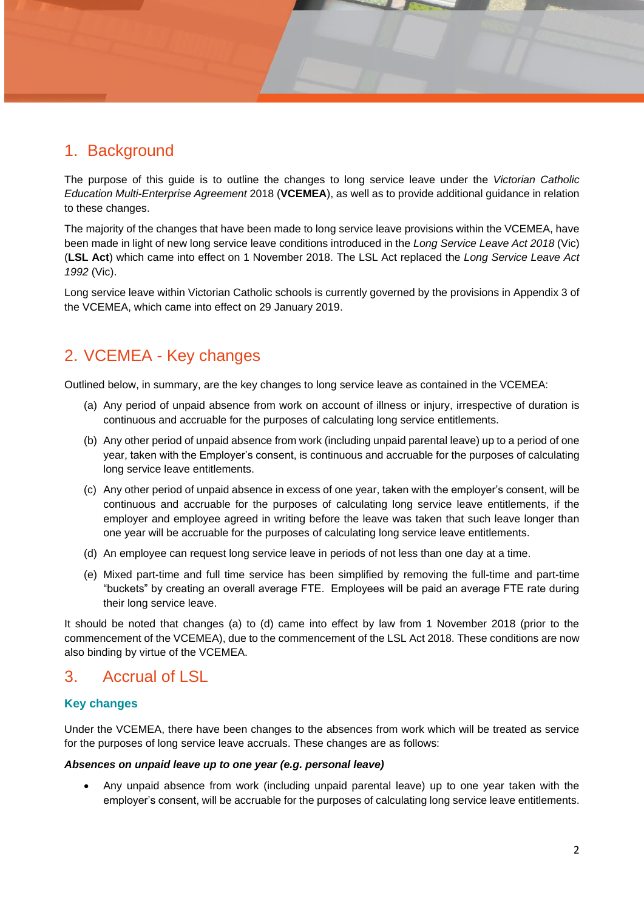## 1. Background

The purpose of this guide is to outline the changes to long service leave under the *Victorian Catholic Education Multi-Enterprise Agreement* 2018 (**VCEMEA**), as well as to provide additional guidance in relation to these changes.

The majority of the changes that have been made to long service leave provisions within the VCEMEA, have been made in light of new long service leave conditions introduced in the *Long Service Leave Act 2018* (Vic) (**LSL Act**) which came into effect on 1 November 2018. The LSL Act replaced the *Long Service Leave Act 1992* (Vic).

Long service leave within Victorian Catholic schools is currently governed by the provisions in Appendix 3 of the VCEMEA, which came into effect on 29 January 2019.

## 2. VCEMEA - Key changes

Outlined below, in summary, are the key changes to long service leave as contained in the VCEMEA:

(a) Any period of unpaid absence from work on account of illness or injury, irrespective of duration is continuous and accruable for the purposes of calculating long service entitlements.

(b) Any other period of unpaid absence from work (including unpaid parental leave) up to a period of one year, taken with the Employer's consent, is continuous and accruable for the purposes of calculating long service leave entitlements.

(c) Any other period of unpaid absence in excess of one year, taken with the employer's consent, will be continuous and accruable for the purposes of calculating long service leave entitlements, if the employer and employee agreed in writing before the leave was taken that such leave longer than one year will be accruable for the purposes of calculating long service leave entitlements.

(d) An employee can request long service leave in periods of not less than one day at a time.

(e) Mixed part-time and full time service has been simplified by removing the full-time and part-time "buckets" by creating an overall average FTE. Employees will be paid an average FTE rate during their long service leave.

It should be noted that changes (a) to (d) came into effect by law from 1 November 2018 (prior to the commencement of the VCEMEA), due to the commencement of the LSL Act 2018. These conditions are now also binding by virtue of the VCEMEA.

## 3. Accrual of LSL

### Key changes

Under the VCEMEA, there have been changes to the absences from work which will be treated as service for the purposes of long service leave accruals. These changes are as follows:

***Absences on unpaid leave up to one year (e.g. personal leave)***

- Any unpaid absence from work (including unpaid parental leave) up to one year taken with the employer's consent, will be accruable for the purposes of calculating long service leave entitlements.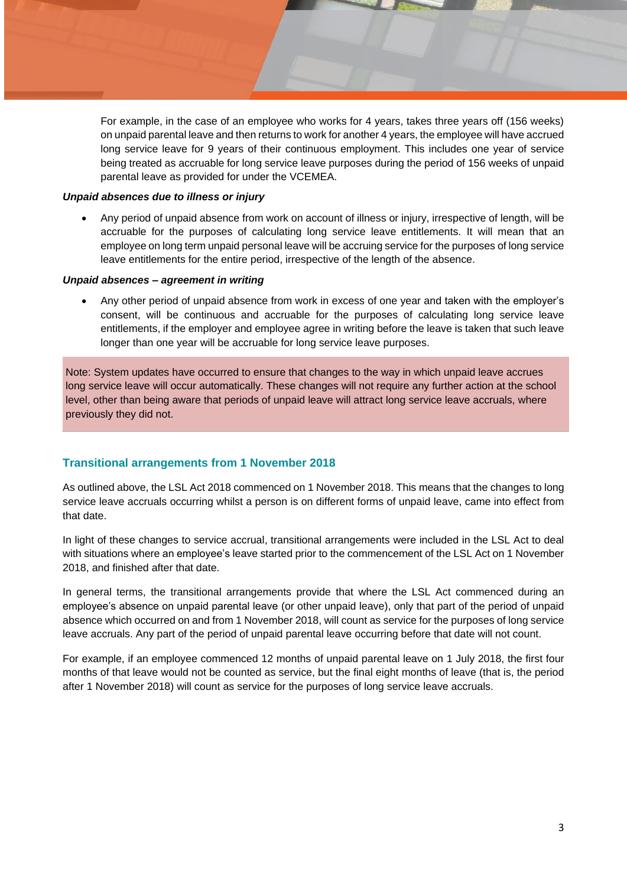For example, in the case of an employee who works for 4 years, takes three years off (156 weeks) on unpaid parental leave and then returns to work for another 4 years, the employee will have accrued long service leave for 9 years of their continuous employment. This includes one year of service being treated as accruable for long service leave purposes during the period of 156 weeks of unpaid parental leave as provided for under the VCEMEA.

***Unpaid absences due to illness or injury***

- Any period of unpaid absence from work on account of illness or injury, irrespective of length, will be accruable for the purposes of calculating long service leave entitlements. It will mean that an employee on long term unpaid personal leave will be accruing service for the purposes of long service leave entitlements for the entire period, irrespective of the length of the absence.

***Unpaid absences – agreement in writing***

- Any other period of unpaid absence from work in excess of one year and taken with the employer's consent, will be continuous and accruable for the purposes of calculating long service leave entitlements, if the employer and employee agree in writing before the leave is taken that such leave longer than one year will be accruable for long service leave purposes.

> Note: System updates have occurred to ensure that changes to the way in which unpaid leave accrues long service leave will occur automatically. These changes will not require any further action at the school level, other than being aware that periods of unpaid leave will attract long service leave accruals, where previously they did not.

## Transitional arrangements from 1 November 2018

As outlined above, the LSL Act 2018 commenced on 1 November 2018. This means that the changes to long service leave accruals occurring whilst a person is on different forms of unpaid leave, came into effect from that date.

In light of these changes to service accrual, transitional arrangements were included in the LSL Act to deal with situations where an employee's leave started prior to the commencement of the LSL Act on 1 November 2018, and finished after that date.

In general terms, the transitional arrangements provide that where the LSL Act commenced during an employee's absence on unpaid parental leave (or other unpaid leave), only that part of the period of unpaid absence which occurred on and from 1 November 2018, will count as service for the purposes of long service leave accruals. Any part of the period of unpaid parental leave occurring before that date will not count.

For example, if an employee commenced 12 months of unpaid parental leave on 1 July 2018, the first four months of that leave would not be counted as service, but the final eight months of leave (that is, the period after 1 November 2018) will count as service for the purposes of long service leave accruals.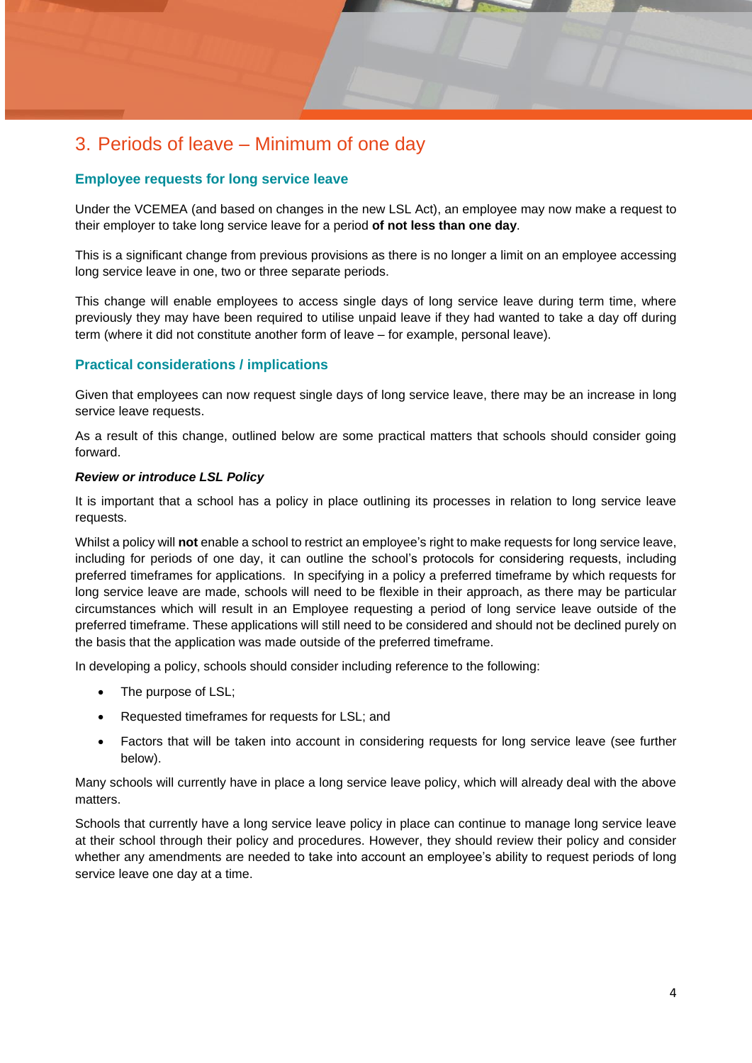## 3. Periods of leave – Minimum of one day

### Employee requests for long service leave

Under the VCEMEA (and based on changes in the new LSL Act), an employee may now make a request to their employer to take long service leave for a period **of not less than one day**.

This is a significant change from previous provisions as there is no longer a limit on an employee accessing long service leave in one, two or three separate periods.

This change will enable employees to access single days of long service leave during term time, where previously they may have been required to utilise unpaid leave if they had wanted to take a day off during term (where it did not constitute another form of leave – for example, personal leave).

### Practical considerations / implications

Given that employees can now request single days of long service leave, there may be an increase in long service leave requests.

As a result of this change, outlined below are some practical matters that schools should consider going forward.

***Review or introduce LSL Policy***

It is important that a school has a policy in place outlining its processes in relation to long service leave requests.

Whilst a policy will **not** enable a school to restrict an employee's right to make requests for long service leave, including for periods of one day, it can outline the school's protocols for considering requests, including preferred timeframes for applications. In specifying in a policy a preferred timeframe by which requests for long service leave are made, schools will need to be flexible in their approach, as there may be particular circumstances which will result in an Employee requesting a period of long service leave outside of the preferred timeframe. These applications will still need to be considered and should not be declined purely on the basis that the application was made outside of the preferred timeframe.

In developing a policy, schools should consider including reference to the following:

- The purpose of LSL;
- Requested timeframes for requests for LSL; and
- Factors that will be taken into account in considering requests for long service leave (see further below).

Many schools will currently have in place a long service leave policy, which will already deal with the above matters.

Schools that currently have a long service leave policy in place can continue to manage long service leave at their school through their policy and procedures. However, they should review their policy and consider whether any amendments are needed to take into account an employee's ability to request periods of long service leave one day at a time.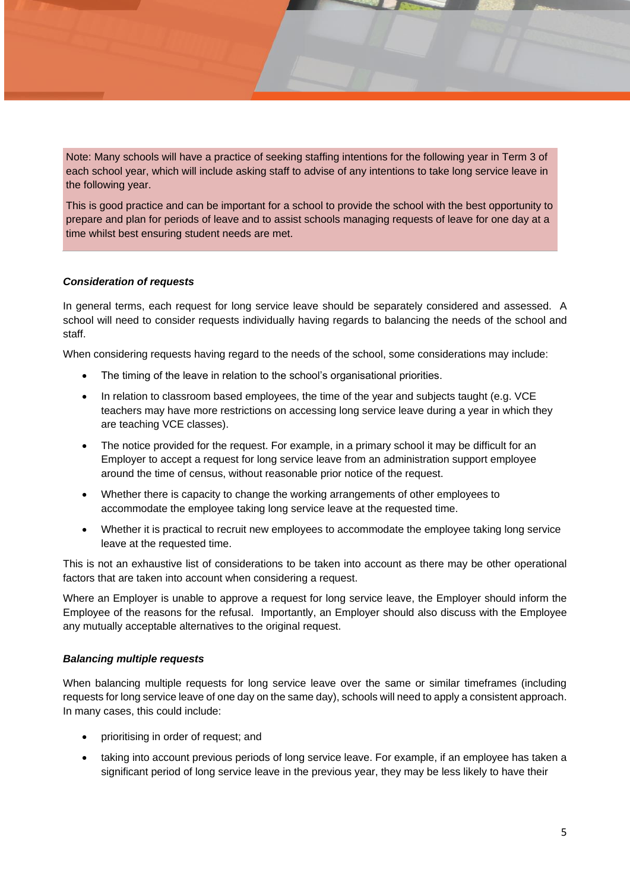> Note: Many schools will have a practice of seeking staffing intentions for the following year in Term 3 of each school year, which will include asking staff to advise of any intentions to take long service leave in the following year.
>
> This is good practice and can be important for a school to provide the school with the best opportunity to prepare and plan for periods of leave and to assist schools managing requests of leave for one day at a time whilst best ensuring student needs are met.

***Consideration of requests***

In general terms, each request for long service leave should be separately considered and assessed. A school will need to consider requests individually having regards to balancing the needs of the school and staff.

When considering requests having regard to the needs of the school, some considerations may include:

- The timing of the leave in relation to the school's organisational priorities.
- In relation to classroom based employees, the time of the year and subjects taught (e.g. VCE teachers may have more restrictions on accessing long service leave during a year in which they are teaching VCE classes).
- The notice provided for the request. For example, in a primary school it may be difficult for an Employer to accept a request for long service leave from an administration support employee around the time of census, without reasonable prior notice of the request.
- Whether there is capacity to change the working arrangements of other employees to accommodate the employee taking long service leave at the requested time.
- Whether it is practical to recruit new employees to accommodate the employee taking long service leave at the requested time.

This is not an exhaustive list of considerations to be taken into account as there may be other operational factors that are taken into account when considering a request.

Where an Employer is unable to approve a request for long service leave, the Employer should inform the Employee of the reasons for the refusal. Importantly, an Employer should also discuss with the Employee any mutually acceptable alternatives to the original request.

***Balancing multiple requests***

When balancing multiple requests for long service leave over the same or similar timeframes (including requests for long service leave of one day on the same day), schools will need to apply a consistent approach. In many cases, this could include:

- prioritising in order of request; and
- taking into account previous periods of long service leave. For example, if an employee has taken a significant period of long service leave in the previous year, they may be less likely to have their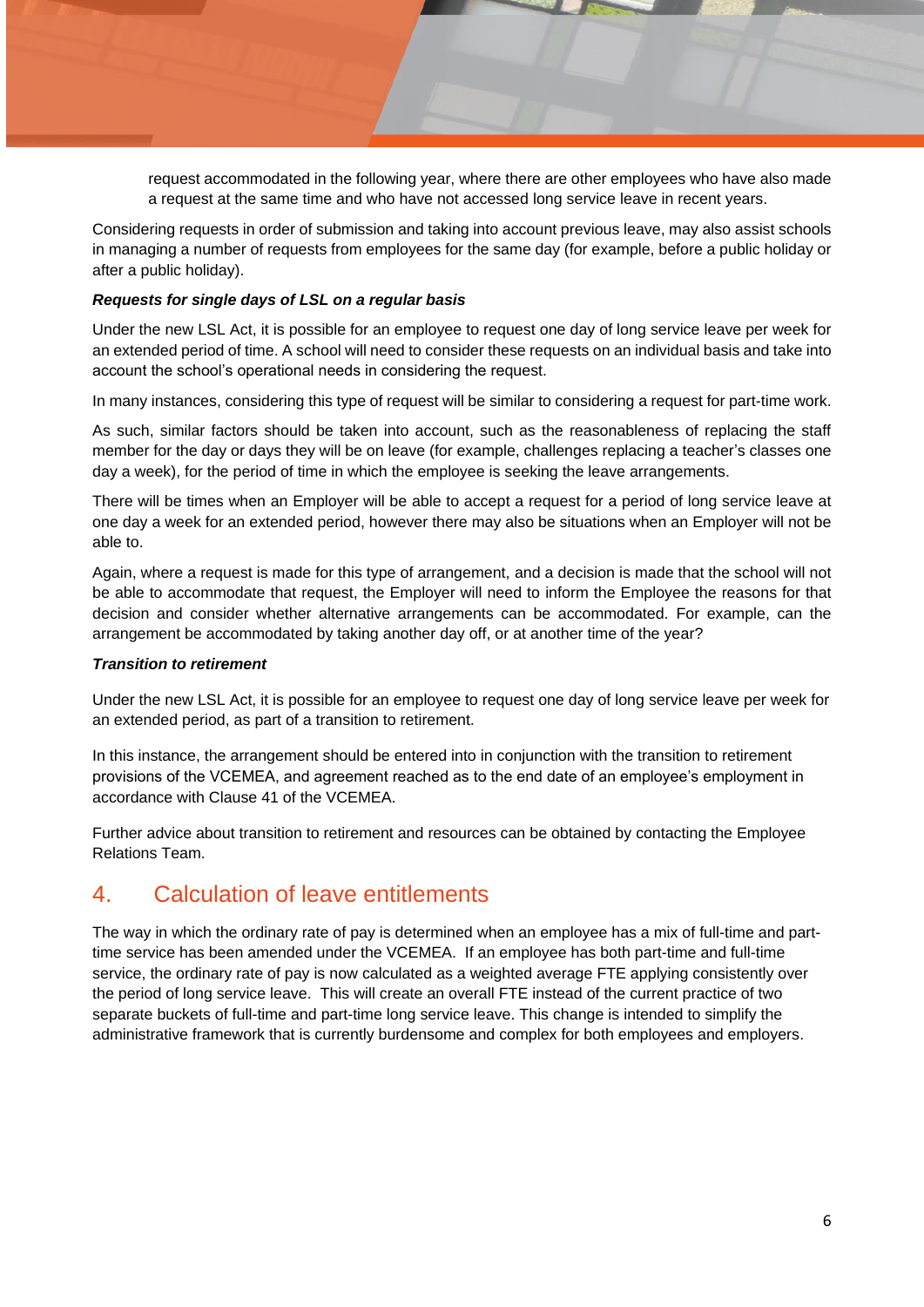request accommodated in the following year, where there are other employees who have also made a request at the same time and who have not accessed long service leave in recent years.

Considering requests in order of submission and taking into account previous leave, may also assist schools in managing a number of requests from employees for the same day (for example, before a public holiday or after a public holiday).

***Requests for single days of LSL on a regular basis***

Under the new LSL Act, it is possible for an employee to request one day of long service leave per week for an extended period of time. A school will need to consider these requests on an individual basis and take into account the school's operational needs in considering the request.

In many instances, considering this type of request will be similar to considering a request for part-time work.

As such, similar factors should be taken into account, such as the reasonableness of replacing the staff member for the day or days they will be on leave (for example, challenges replacing a teacher's classes one day a week), for the period of time in which the employee is seeking the leave arrangements.

There will be times when an Employer will be able to accept a request for a period of long service leave at one day a week for an extended period, however there may also be situations when an Employer will not be able to.

Again, where a request is made for this type of arrangement, and a decision is made that the school will not be able to accommodate that request, the Employer will need to inform the Employee the reasons for that decision and consider whether alternative arrangements can be accommodated. For example, can the arrangement be accommodated by taking another day off, or at another time of the year?

***Transition to retirement***

Under the new LSL Act, it is possible for an employee to request one day of long service leave per week for an extended period, as part of a transition to retirement.

In this instance, the arrangement should be entered into in conjunction with the transition to retirement provisions of the VCEMEA, and agreement reached as to the end date of an employee's employment in accordance with Clause 41 of the VCEMEA.

Further advice about transition to retirement and resources can be obtained by contacting the Employee Relations Team.

## 4. Calculation of leave entitlements

The way in which the ordinary rate of pay is determined when an employee has a mix of full-time and part-time service has been amended under the VCEMEA. If an employee has both part-time and full-time service, the ordinary rate of pay is now calculated as a weighted average FTE applying consistently over the period of long service leave. This will create an overall FTE instead of the current practice of two separate buckets of full-time and part-time long service leave. This change is intended to simplify the administrative framework that is currently burdensome and complex for both employees and employers.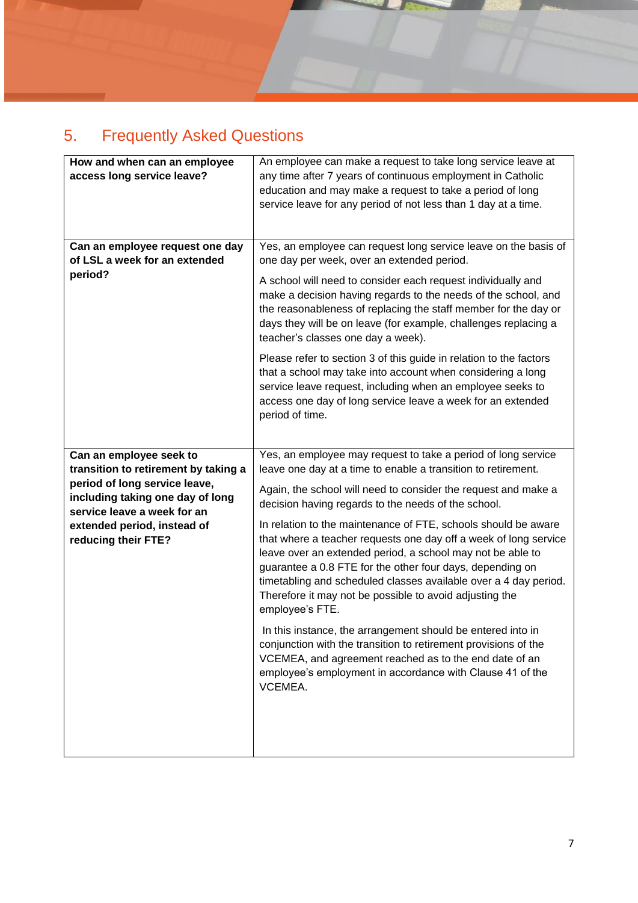## 5. Frequently Asked Questions

| | |
|---|---|
| **How and when can an employee access long service leave?** | An employee can make a request to take long service leave at any time after 7 years of continuous employment in Catholic education and may make a request to take a period of long service leave for any period of not less than 1 day at a time. |
| **Can an employee request one day of LSL a week for an extended period?** | Yes, an employee can request long service leave on the basis of one day per week, over an extended period.<br><br>A school will need to consider each request individually and make a decision having regards to the needs of the school, and the reasonableness of replacing the staff member for the day or days they will be on leave (for example, challenges replacing a teacher's classes one day a week).<br><br>Please refer to section 3 of this guide in relation to the factors that a school may take into account when considering a long service leave request, including when an employee seeks to access one day of long service leave a week for an extended period of time. |
| **Can an employee seek to transition to retirement by taking a period of long service leave, including taking one day of long service leave a week for an extended period, instead of reducing their FTE?** | Yes, an employee may request to take a period of long service leave one day at a time to enable a transition to retirement.<br><br>Again, the school will need to consider the request and make a decision having regards to the needs of the school.<br><br>In relation to the maintenance of FTE, schools should be aware that where a teacher requests one day off a week of long service leave over an extended period, a school may not be able to guarantee a 0.8 FTE for the other four days, depending on timetabling and scheduled classes available over a 4 day period. Therefore it may not be possible to avoid adjusting the employee's FTE.<br><br>In this instance, the arrangement should be entered into in conjunction with the transition to retirement provisions of the VCEMEA, and agreement reached as to the end date of an employee's employment in accordance with Clause 41 of the VCEMEA. |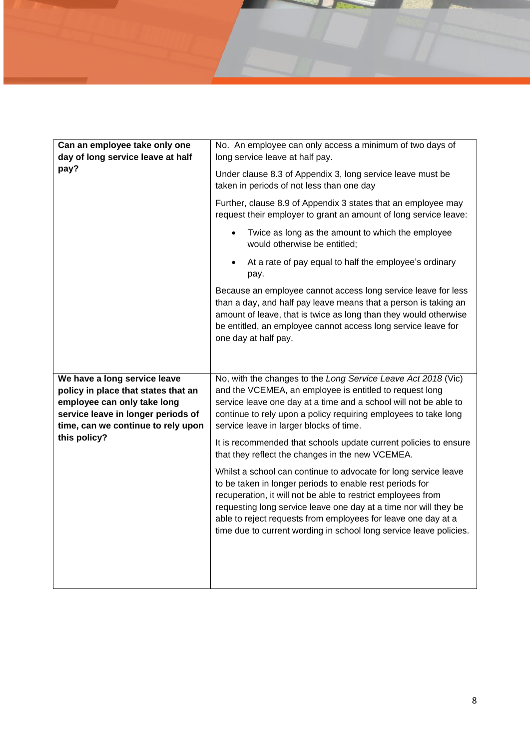| Can an employee take only one day of long service leave at half pay? | No. An employee can only access a minimum of two days of long service leave at half pay.<br><br>Under clause 8.3 of Appendix 3, long service leave must be taken in periods of not less than one day<br><br>Further, clause 8.9 of Appendix 3 states that an employee may request their employer to grant an amount of long service leave:<br><br>• Twice as long as the amount to which the employee would otherwise be entitled;<br><br>• At a rate of pay equal to half the employee's ordinary pay.<br><br>Because an employee cannot access long service leave for less than a day, and half pay leave means that a person is taking an amount of leave, that is twice as long than they would otherwise be entitled, an employee cannot access long service leave for one day at half pay. |
|---|---|
| **We have a long service leave policy in place that states that an employee can only take long service leave in longer periods of time, can we continue to rely upon this policy?** | No, with the changes to the *Long Service Leave Act 2018* (Vic) and the VCEMEA, an employee is entitled to request long service leave one day at a time and a school will not be able to continue to rely upon a policy requiring employees to take long service leave in larger blocks of time.<br><br>It is recommended that schools update current policies to ensure that they reflect the changes in the new VCEMEA.<br><br>Whilst a school can continue to advocate for long service leave to be taken in longer periods to enable rest periods for recuperation, it will not be able to restrict employees from requesting long service leave one day at a time nor will they be able to reject requests from employees for leave one day at a time due to current wording in school long service leave policies. |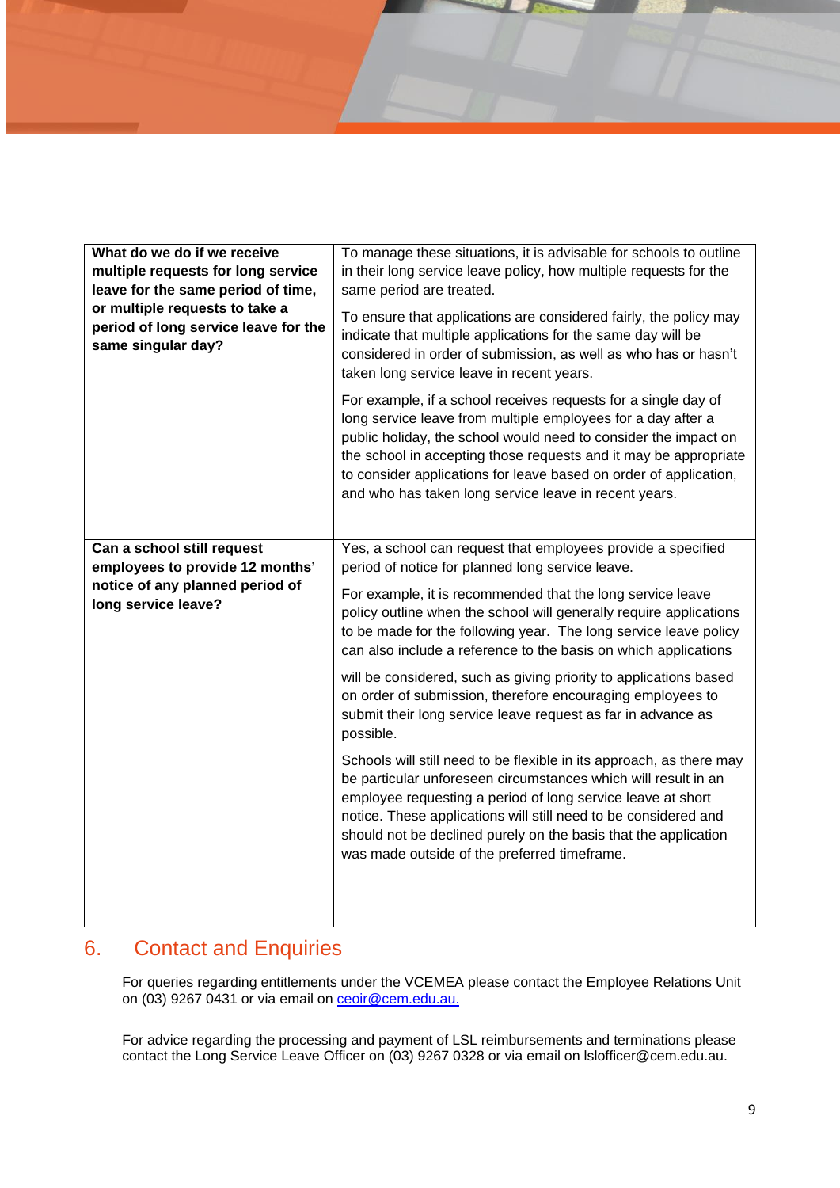| | |
|---|---|
| **What do we do if we receive multiple requests for long service leave for the same period of time, or multiple requests to take a period of long service leave for the same singular day?** | To manage these situations, it is advisable for schools to outline in their long service leave policy, how multiple requests for the same period are treated.<br><br>To ensure that applications are considered fairly, the policy may indicate that multiple applications for the same day will be considered in order of submission, as well as who has or hasn't taken long service leave in recent years.<br><br>For example, if a school receives requests for a single day of long service leave from multiple employees for a day after a public holiday, the school would need to consider the impact on the school in accepting those requests and it may be appropriate to consider applications for leave based on order of application, and who has taken long service leave in recent years. |
| **Can a school still request employees to provide 12 months' notice of any planned period of long service leave?** | Yes, a school can request that employees provide a specified period of notice for planned long service leave.<br><br>For example, it is recommended that the long service leave policy outline when the school will generally require applications to be made for the following year. The long service leave policy can also include a reference to the basis on which applications<br><br>will be considered, such as giving priority to applications based on order of submission, therefore encouraging employees to submit their long service leave request as far in advance as possible.<br><br>Schools will still need to be flexible in its approach, as there may be particular unforeseen circumstances which will result in an employee requesting a period of long service leave at short notice. These applications will still need to be considered and should not be declined purely on the basis that the application was made outside of the preferred timeframe. |

## 6. Contact and Enquiries

For queries regarding entitlements under the VCEMEA please contact the Employee Relations Unit on (03) 9267 0431 or via email on ceoir@cem.edu.au.

For advice regarding the processing and payment of LSL reimbursements and terminations please contact the Long Service Leave Officer on (03) 9267 0328 or via email on lslofficer@cem.edu.au.